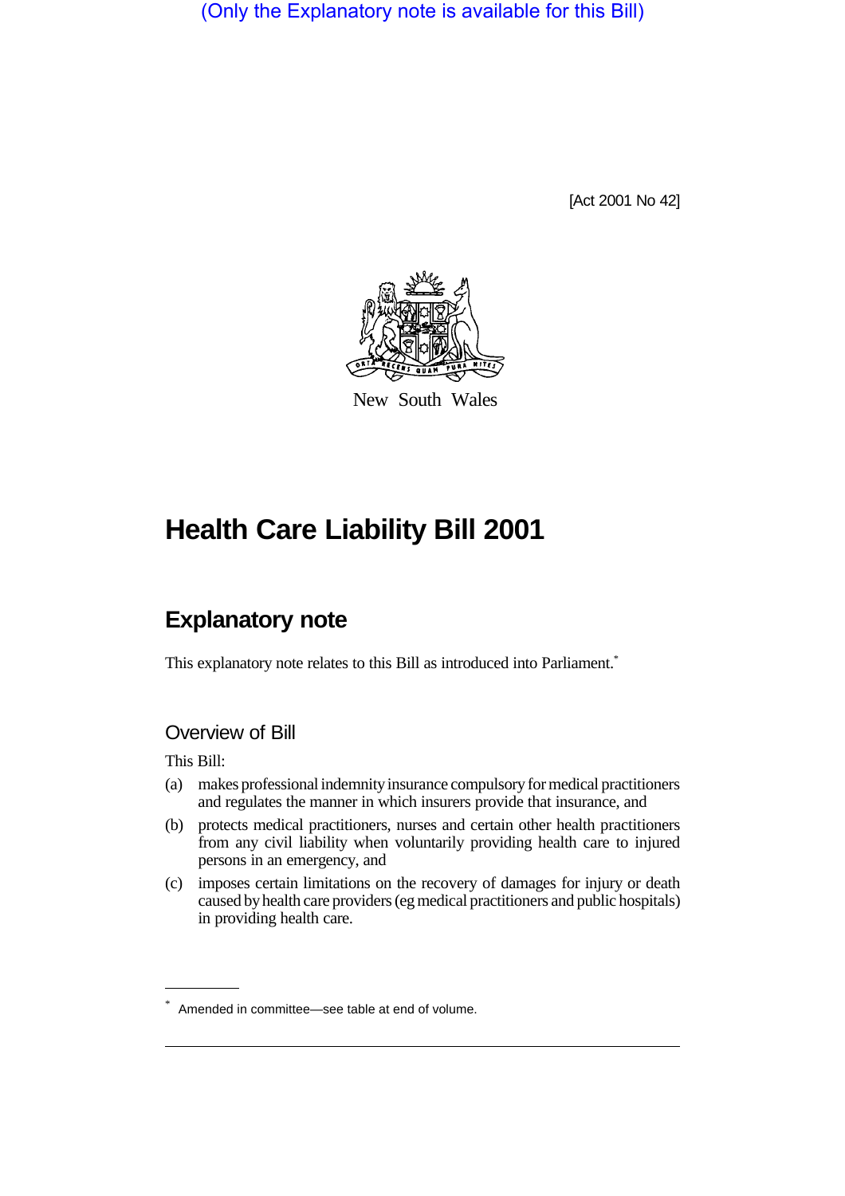(Only the Explanatory note is available for this Bill)

[Act 2001 No 42]

New South Wales

# Health Care Liability Bill 2001

## Explanatory note

This explanatory note relates to this Bill as introduced into Parliament.*

### Overview of Bill

This Bill:

(a) makes professional indemnity insurance compulsory for medical practitioners and regulates the manner in which insurers provide that insurance, and

(b) protects medical practitioners, nurses and certain other health practitioners from any civil liability when voluntarily providing health care to injured persons in an emergency, and

(c) imposes certain limitations on the recovery of damages for injury or death caused by health care providers (eg medical practitioners and public hospitals) in providing health care.

* Amended in committee—see table at end of volume.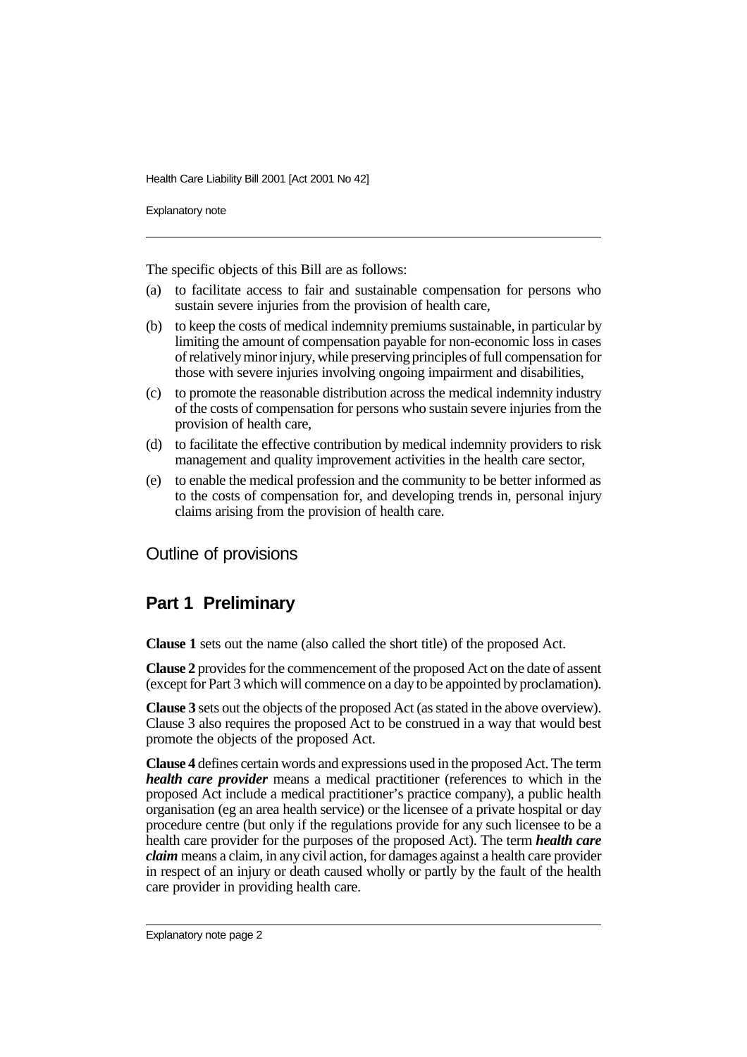The specific objects of this Bill are as follows:

(a) to facilitate access to fair and sustainable compensation for persons who sustain severe injuries from the provision of health care,

(b) to keep the costs of medical indemnity premiums sustainable, in particular by limiting the amount of compensation payable for non-economic loss in cases of relatively minor injury, while preserving principles of full compensation for those with severe injuries involving ongoing impairment and disabilities,

(c) to promote the reasonable distribution across the medical indemnity industry of the costs of compensation for persons who sustain severe injuries from the provision of health care,

(d) to facilitate the effective contribution by medical indemnity providers to risk management and quality improvement activities in the health care sector,

(e) to enable the medical profession and the community to be better informed as to the costs of compensation for, and developing trends in, personal injury claims arising from the provision of health care.

## Outline of provisions

### Part 1 Preliminary

**Clause 1** sets out the name (also called the short title) of the proposed Act.

**Clause 2** provides for the commencement of the proposed Act on the date of assent (except for Part 3 which will commence on a day to be appointed by proclamation).

**Clause 3** sets out the objects of the proposed Act (as stated in the above overview). Clause 3 also requires the proposed Act to be construed in a way that would best promote the objects of the proposed Act.

**Clause 4** defines certain words and expressions used in the proposed Act. The term ***health care provider*** means a medical practitioner (references to which in the proposed Act include a medical practitioner's practice company), a public health organisation (eg an area health service) or the licensee of a private hospital or day procedure centre (but only if the regulations provide for any such licensee to be a health care provider for the purposes of the proposed Act). The term ***health care claim*** means a claim, in any civil action, for damages against a health care provider in respect of an injury or death caused wholly or partly by the fault of the health care provider in providing health care.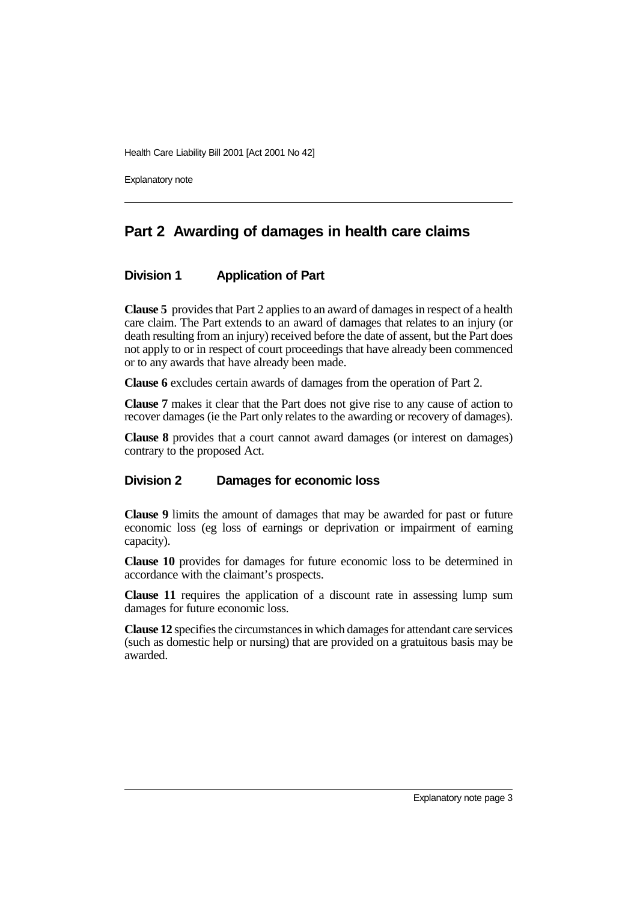## Part 2 Awarding of damages in health care claims

### Division 1 Application of Part

**Clause 5** provides that Part 2 applies to an award of damages in respect of a health care claim. The Part extends to an award of damages that relates to an injury (or death resulting from an injury) received before the date of assent, but the Part does not apply to or in respect of court proceedings that have already been commenced or to any awards that have already been made.

**Clause 6** excludes certain awards of damages from the operation of Part 2.

**Clause 7** makes it clear that the Part does not give rise to any cause of action to recover damages (ie the Part only relates to the awarding or recovery of damages).

**Clause 8** provides that a court cannot award damages (or interest on damages) contrary to the proposed Act.

### Division 2 Damages for economic loss

**Clause 9** limits the amount of damages that may be awarded for past or future economic loss (eg loss of earnings or deprivation or impairment of earning capacity).

**Clause 10** provides for damages for future economic loss to be determined in accordance with the claimant's prospects.

**Clause 11** requires the application of a discount rate in assessing lump sum damages for future economic loss.

**Clause 12** specifies the circumstances in which damages for attendant care services (such as domestic help or nursing) that are provided on a gratuitous basis may be awarded.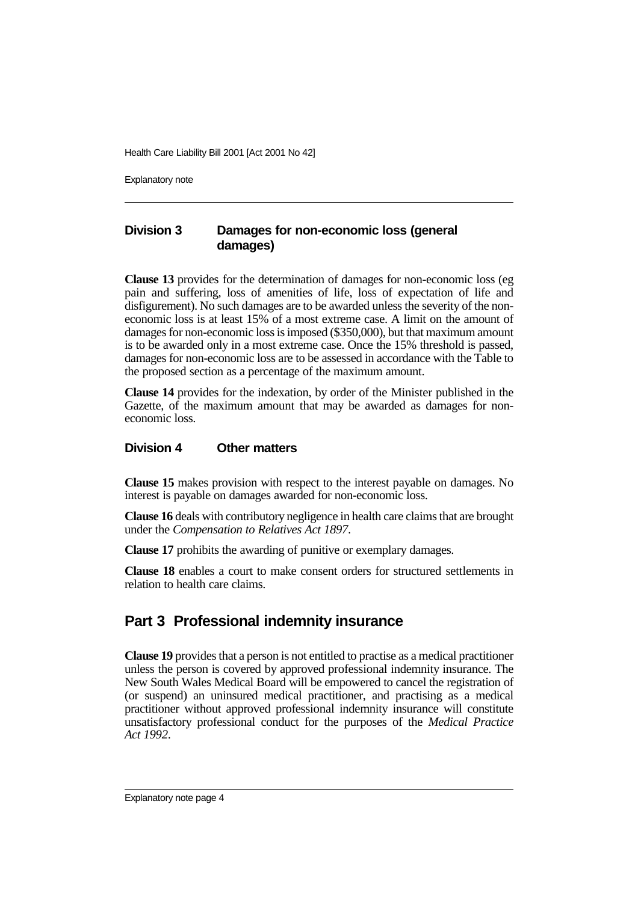### Division 3 Damages for non-economic loss (general damages)

**Clause 13** provides for the determination of damages for non-economic loss (eg pain and suffering, loss of amenities of life, loss of expectation of life and disfigurement). No such damages are to be awarded unless the severity of the non-economic loss is at least 15% of a most extreme case. A limit on the amount of damages for non-economic loss is imposed ($350,000), but that maximum amount is to be awarded only in a most extreme case. Once the 15% threshold is passed, damages for non-economic loss are to be assessed in accordance with the Table to the proposed section as a percentage of the maximum amount.

**Clause 14** provides for the indexation, by order of the Minister published in the Gazette, of the maximum amount that may be awarded as damages for non-economic loss.

### Division 4 Other matters

**Clause 15** makes provision with respect to the interest payable on damages. No interest is payable on damages awarded for non-economic loss.

**Clause 16** deals with contributory negligence in health care claims that are brought under the *Compensation to Relatives Act 1897*.

**Clause 17** prohibits the awarding of punitive or exemplary damages.

**Clause 18** enables a court to make consent orders for structured settlements in relation to health care claims.

## Part 3 Professional indemnity insurance

**Clause 19** provides that a person is not entitled to practise as a medical practitioner unless the person is covered by approved professional indemnity insurance. The New South Wales Medical Board will be empowered to cancel the registration of (or suspend) an uninsured medical practitioner, and practising as a medical practitioner without approved professional indemnity insurance will constitute unsatisfactory professional conduct for the purposes of the *Medical Practice Act 1992*.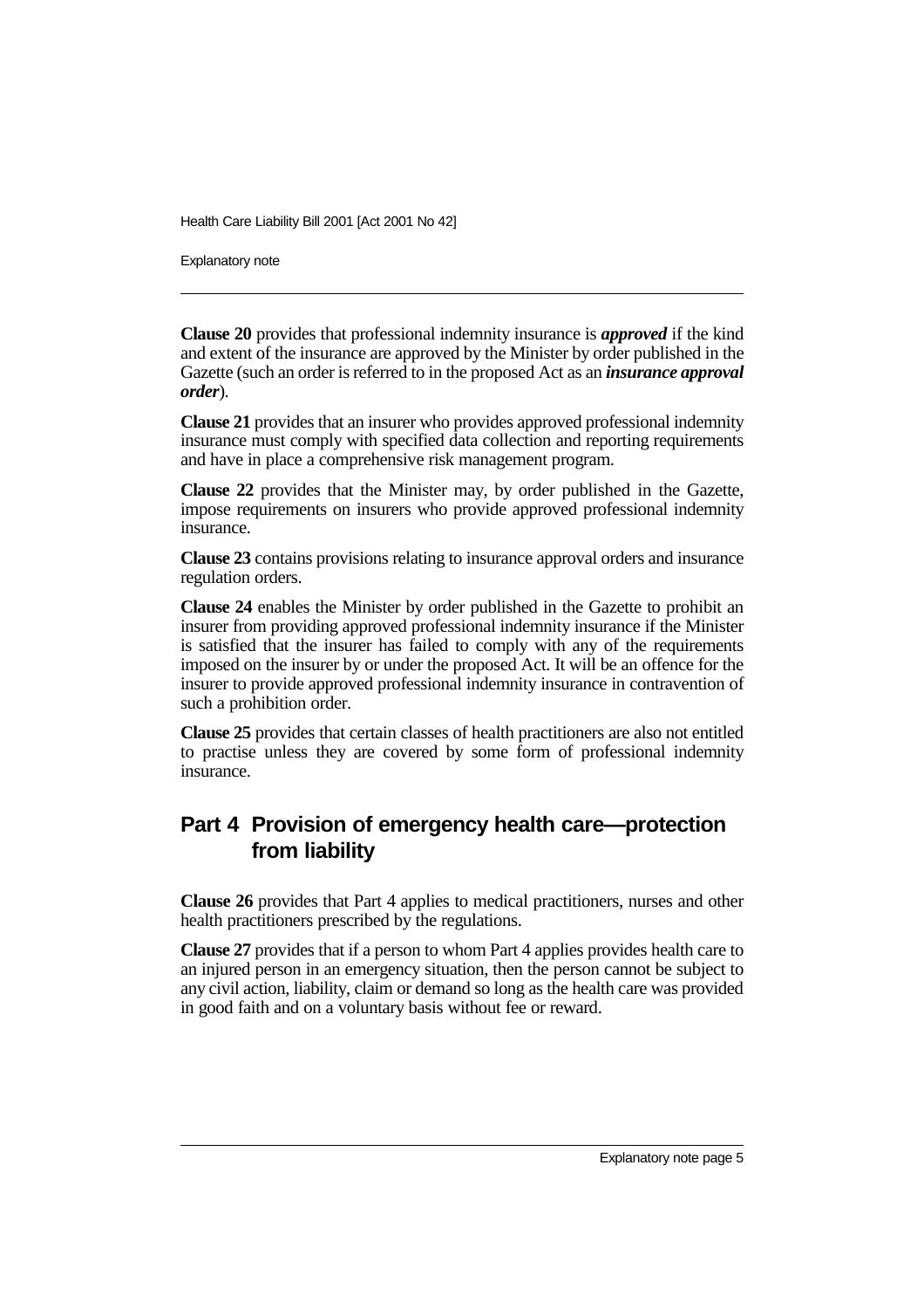**Clause 20** provides that professional indemnity insurance is ***approved*** if the kind and extent of the insurance are approved by the Minister by order published in the Gazette (such an order is referred to in the proposed Act as an ***insurance approval order***).

**Clause 21** provides that an insurer who provides approved professional indemnity insurance must comply with specified data collection and reporting requirements and have in place a comprehensive risk management program.

**Clause 22** provides that the Minister may, by order published in the Gazette, impose requirements on insurers who provide approved professional indemnity insurance.

**Clause 23** contains provisions relating to insurance approval orders and insurance regulation orders.

**Clause 24** enables the Minister by order published in the Gazette to prohibit an insurer from providing approved professional indemnity insurance if the Minister is satisfied that the insurer has failed to comply with any of the requirements imposed on the insurer by or under the proposed Act. It will be an offence for the insurer to provide approved professional indemnity insurance in contravention of such a prohibition order.

**Clause 25** provides that certain classes of health practitioners are also not entitled to practise unless they are covered by some form of professional indemnity insurance.

## Part 4 Provision of emergency health care—protection from liability

**Clause 26** provides that Part 4 applies to medical practitioners, nurses and other health practitioners prescribed by the regulations.

**Clause 27** provides that if a person to whom Part 4 applies provides health care to an injured person in an emergency situation, then the person cannot be subject to any civil action, liability, claim or demand so long as the health care was provided in good faith and on a voluntary basis without fee or reward.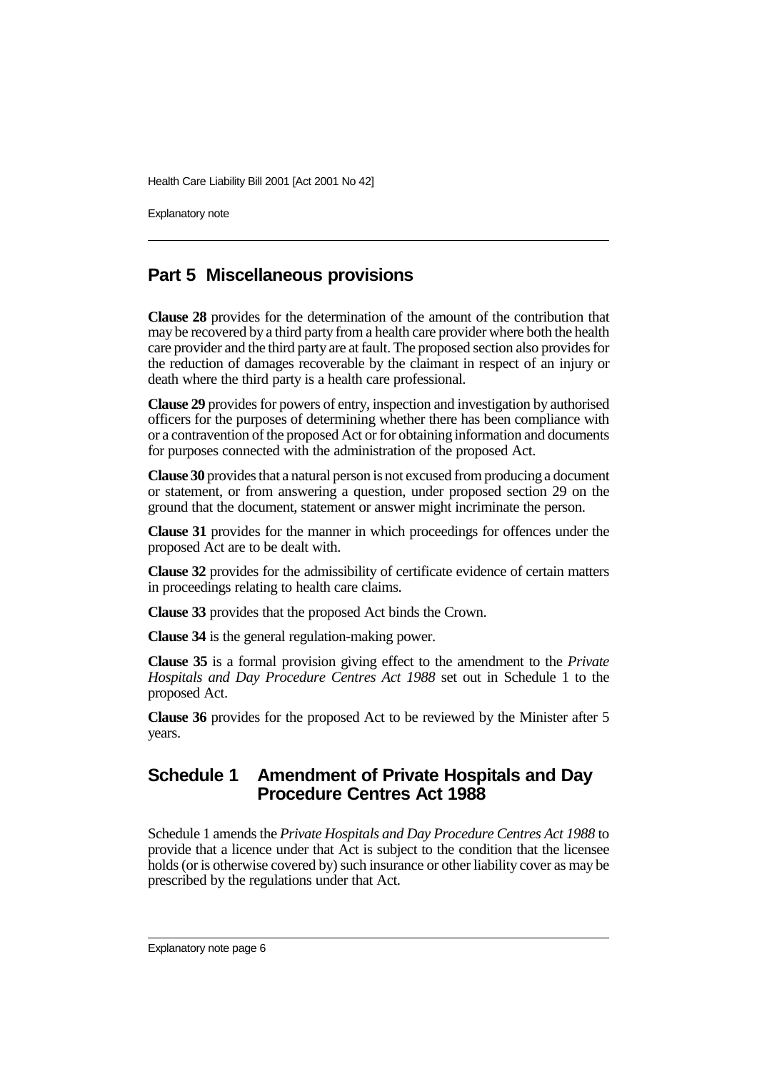## Part 5 Miscellaneous provisions

**Clause 28** provides for the determination of the amount of the contribution that may be recovered by a third party from a health care provider where both the health care provider and the third party are at fault. The proposed section also provides for the reduction of damages recoverable by the claimant in respect of an injury or death where the third party is a health care professional.

**Clause 29** provides for powers of entry, inspection and investigation by authorised officers for the purposes of determining whether there has been compliance with or a contravention of the proposed Act or for obtaining information and documents for purposes connected with the administration of the proposed Act.

**Clause 30** provides that a natural person is not excused from producing a document or statement, or from answering a question, under proposed section 29 on the ground that the document, statement or answer might incriminate the person.

**Clause 31** provides for the manner in which proceedings for offences under the proposed Act are to be dealt with.

**Clause 32** provides for the admissibility of certificate evidence of certain matters in proceedings relating to health care claims.

**Clause 33** provides that the proposed Act binds the Crown.

**Clause 34** is the general regulation-making power.

**Clause 35** is a formal provision giving effect to the amendment to the *Private Hospitals and Day Procedure Centres Act 1988* set out in Schedule 1 to the proposed Act.

**Clause 36** provides for the proposed Act to be reviewed by the Minister after 5 years.

## Schedule 1 Amendment of Private Hospitals and Day Procedure Centres Act 1988

Schedule 1 amends the *Private Hospitals and Day Procedure Centres Act 1988* to provide that a licence under that Act is subject to the condition that the licensee holds (or is otherwise covered by) such insurance or other liability cover as may be prescribed by the regulations under that Act.